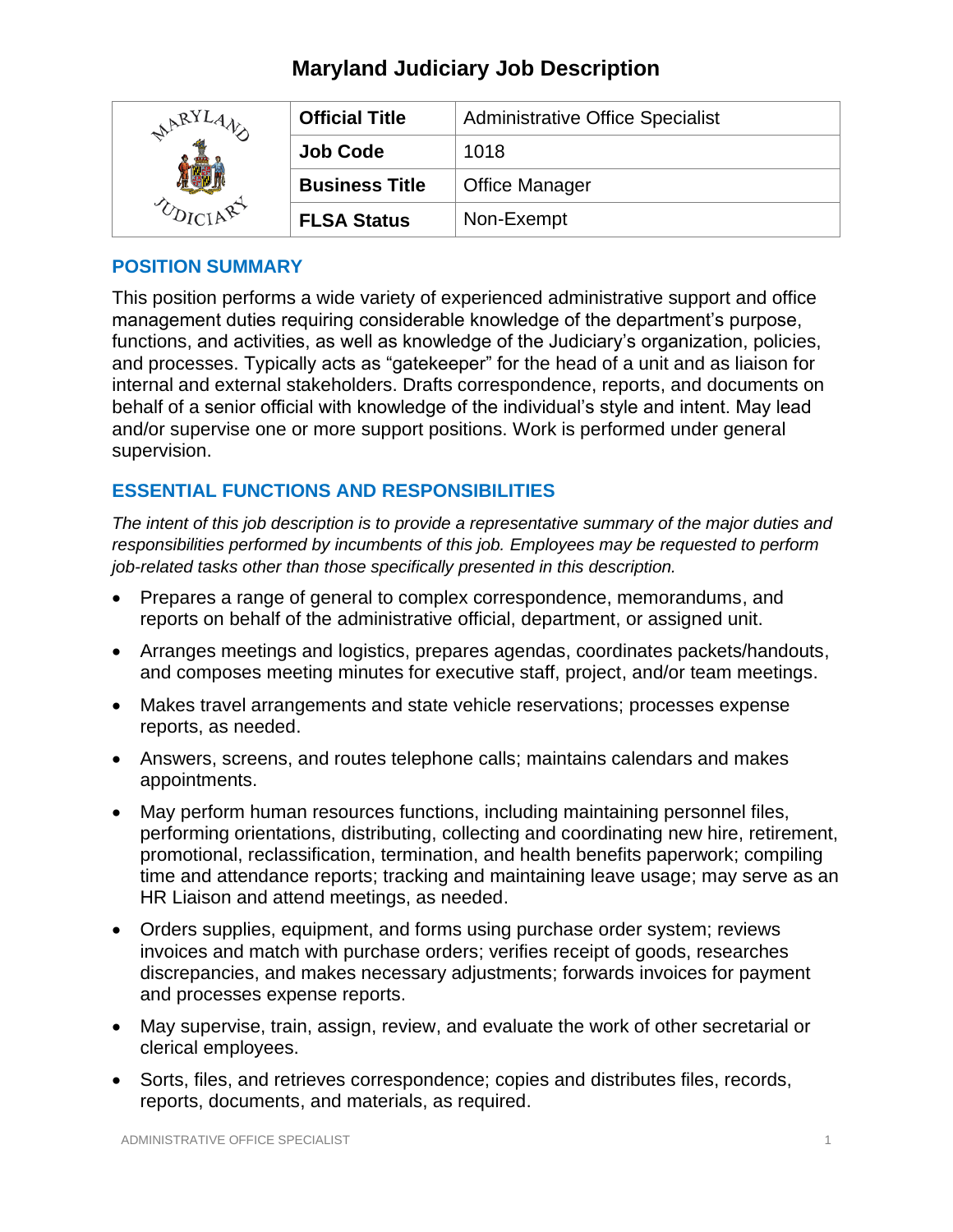# Maryland Judiciary Job Description

| | | |
|---|---|---|
| | **Official Title** | Administrative Office Specialist |
| | **Job Code** | 1018 |
| | **Business Title** | Office Manager |
| | **FLSA Status** | Non-Exempt |

## POSITION SUMMARY

This position performs a wide variety of experienced administrative support and office management duties requiring considerable knowledge of the department's purpose, functions, and activities, as well as knowledge of the Judiciary's organization, policies, and processes. Typically acts as "gatekeeper" for the head of a unit and as liaison for internal and external stakeholders. Drafts correspondence, reports, and documents on behalf of a senior official with knowledge of the individual's style and intent. May lead and/or supervise one or more support positions. Work is performed under general supervision.

## ESSENTIAL FUNCTIONS AND RESPONSIBILITIES

*The intent of this job description is to provide a representative summary of the major duties and responsibilities performed by incumbents of this job. Employees may be requested to perform job-related tasks other than those specifically presented in this description.*

- Prepares a range of general to complex correspondence, memorandums, and reports on behalf of the administrative official, department, or assigned unit.
- Arranges meetings and logistics, prepares agendas, coordinates packets/handouts, and composes meeting minutes for executive staff, project, and/or team meetings.
- Makes travel arrangements and state vehicle reservations; processes expense reports, as needed.
- Answers, screens, and routes telephone calls; maintains calendars and makes appointments.
- May perform human resources functions, including maintaining personnel files, performing orientations, distributing, collecting and coordinating new hire, retirement, promotional, reclassification, termination, and health benefits paperwork; compiling time and attendance reports; tracking and maintaining leave usage; may serve as an HR Liaison and attend meetings, as needed.
- Orders supplies, equipment, and forms using purchase order system; reviews invoices and match with purchase orders; verifies receipt of goods, researches discrepancies, and makes necessary adjustments; forwards invoices for payment and processes expense reports.
- May supervise, train, assign, review, and evaluate the work of other secretarial or clerical employees.
- Sorts, files, and retrieves correspondence; copies and distributes files, records, reports, documents, and materials, as required.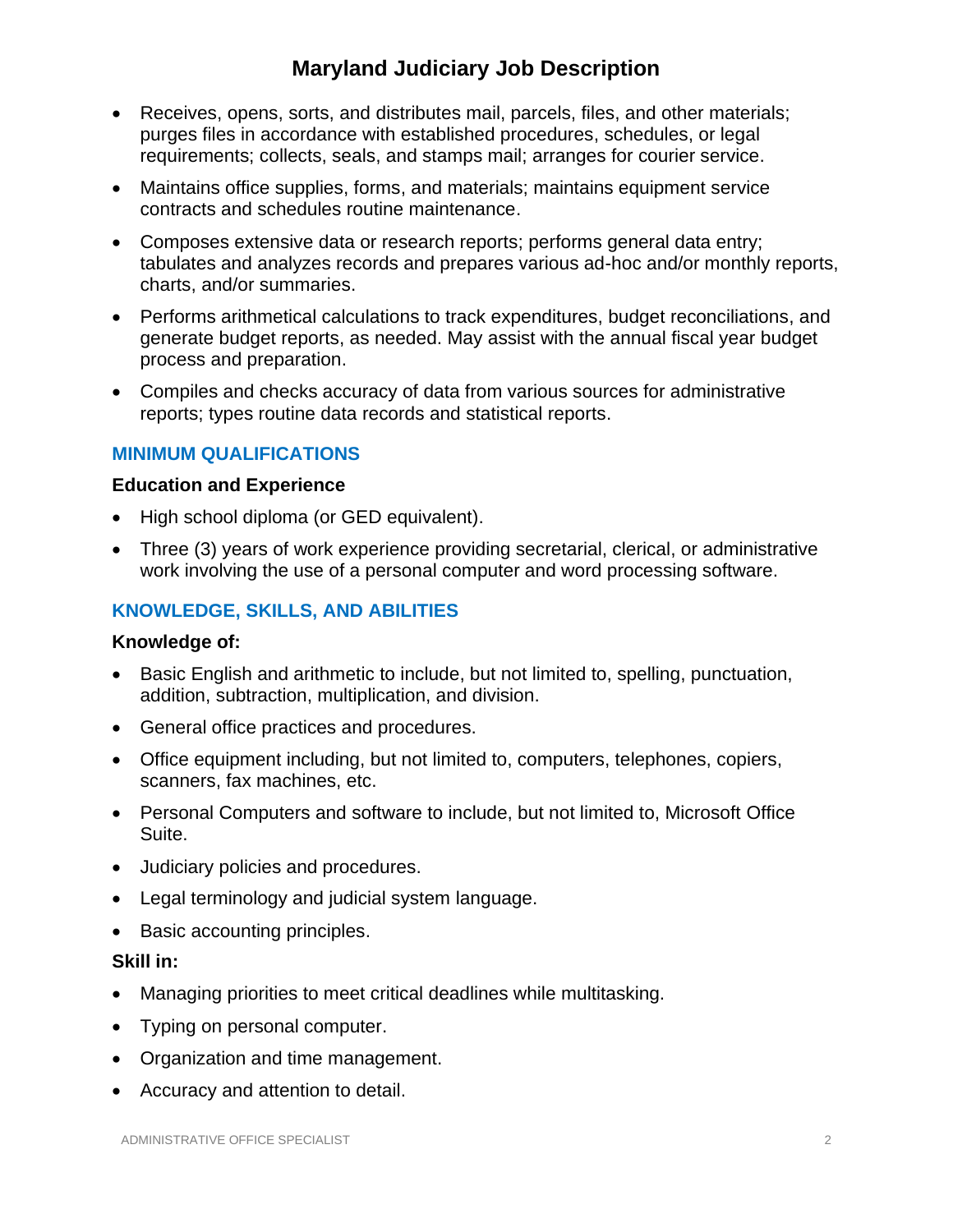- Receives, opens, sorts, and distributes mail, parcels, files, and other materials; purges files in accordance with established procedures, schedules, or legal requirements; collects, seals, and stamps mail; arranges for courier service.
- Maintains office supplies, forms, and materials; maintains equipment service contracts and schedules routine maintenance.
- Composes extensive data or research reports; performs general data entry; tabulates and analyzes records and prepares various ad-hoc and/or monthly reports, charts, and/or summaries.
- Performs arithmetical calculations to track expenditures, budget reconciliations, and generate budget reports, as needed. May assist with the annual fiscal year budget process and preparation.
- Compiles and checks accuracy of data from various sources for administrative reports; types routine data records and statistical reports.

## MINIMUM QUALIFICATIONS

### Education and Experience

- High school diploma (or GED equivalent).
- Three (3) years of work experience providing secretarial, clerical, or administrative work involving the use of a personal computer and word processing software.

## KNOWLEDGE, SKILLS, AND ABILITIES

### Knowledge of:

- Basic English and arithmetic to include, but not limited to, spelling, punctuation, addition, subtraction, multiplication, and division.
- General office practices and procedures.
- Office equipment including, but not limited to, computers, telephones, copiers, scanners, fax machines, etc.
- Personal Computers and software to include, but not limited to, Microsoft Office Suite.
- Judiciary policies and procedures.
- Legal terminology and judicial system language.
- Basic accounting principles.

### Skill in:

- Managing priorities to meet critical deadlines while multitasking.
- Typing on personal computer.
- Organization and time management.
- Accuracy and attention to detail.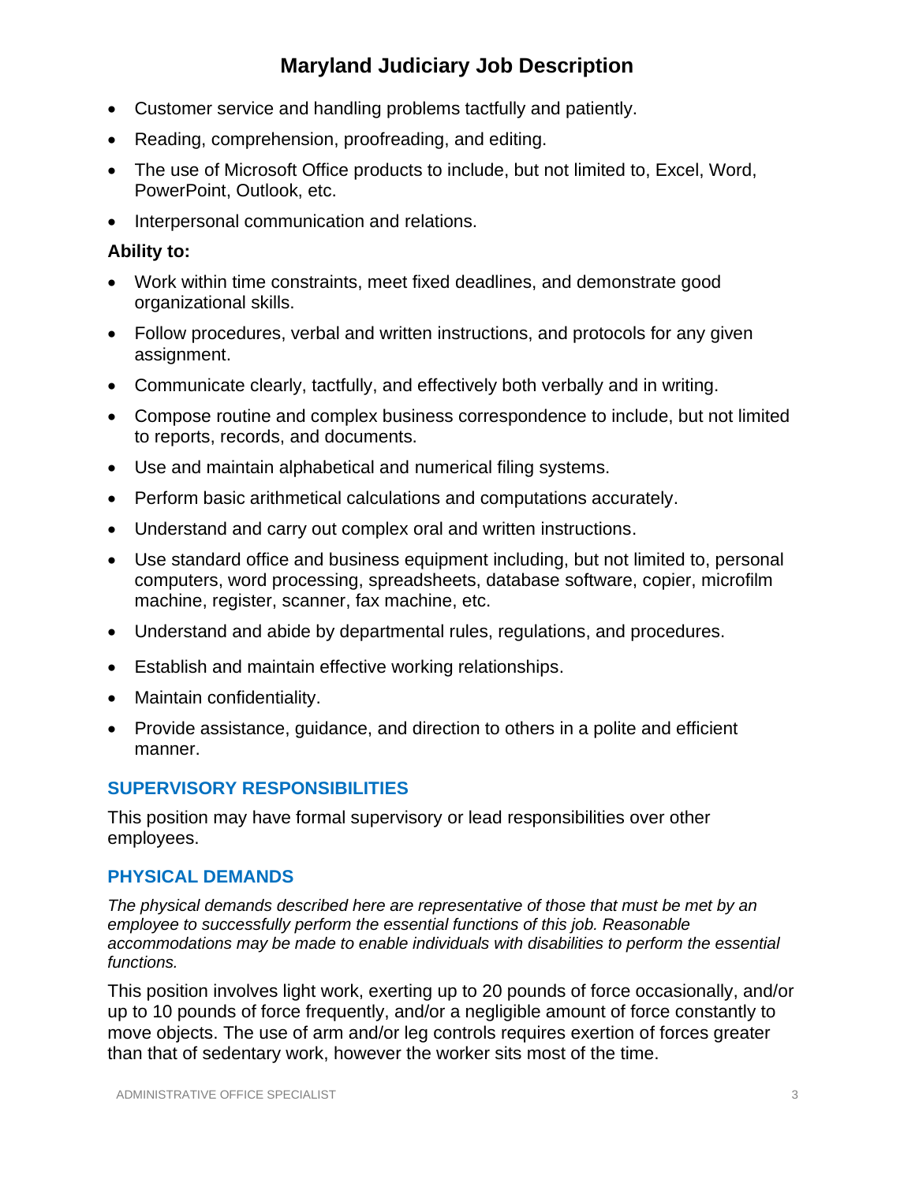- Customer service and handling problems tactfully and patiently.
- Reading, comprehension, proofreading, and editing.
- The use of Microsoft Office products to include, but not limited to, Excel, Word, PowerPoint, Outlook, etc.
- Interpersonal communication and relations.

**Ability to:**

- Work within time constraints, meet fixed deadlines, and demonstrate good organizational skills.
- Follow procedures, verbal and written instructions, and protocols for any given assignment.
- Communicate clearly, tactfully, and effectively both verbally and in writing.
- Compose routine and complex business correspondence to include, but not limited to reports, records, and documents.
- Use and maintain alphabetical and numerical filing systems.
- Perform basic arithmetical calculations and computations accurately.
- Understand and carry out complex oral and written instructions.
- Use standard office and business equipment including, but not limited to, personal computers, word processing, spreadsheets, database software, copier, microfilm machine, register, scanner, fax machine, etc.
- Understand and abide by departmental rules, regulations, and procedures.
- Establish and maintain effective working relationships.
- Maintain confidentiality.
- Provide assistance, guidance, and direction to others in a polite and efficient manner.

## SUPERVISORY RESPONSIBILITIES

This position may have formal supervisory or lead responsibilities over other employees.

## PHYSICAL DEMANDS

*The physical demands described here are representative of those that must be met by an employee to successfully perform the essential functions of this job. Reasonable accommodations may be made to enable individuals with disabilities to perform the essential functions.*

This position involves light work, exerting up to 20 pounds of force occasionally, and/or up to 10 pounds of force frequently, and/or a negligible amount of force constantly to move objects. The use of arm and/or leg controls requires exertion of forces greater than that of sedentary work, however the worker sits most of the time.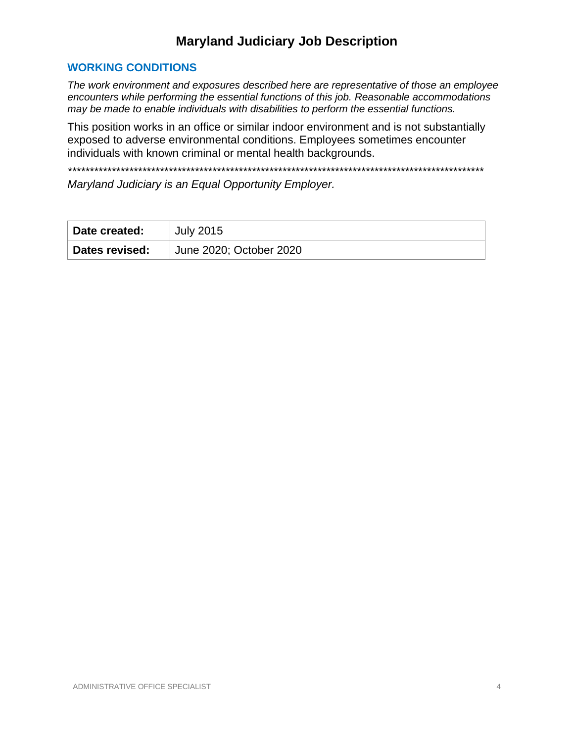## WORKING CONDITIONS

*The work environment and exposures described here are representative of those an employee encounters while performing the essential functions of this job. Reasonable accommodations may be made to enable individuals with disabilities to perform the essential functions.*

This position works in an office or similar indoor environment and is not substantially exposed to adverse environmental conditions. Employees sometimes encounter individuals with known criminal or mental health backgrounds.

***************************************************************************************************

*Maryland Judiciary is an Equal Opportunity Employer.*

| | |
|---|---|
| **Date created:** | July 2015 |
| **Dates revised:** | June 2020; October 2020 |